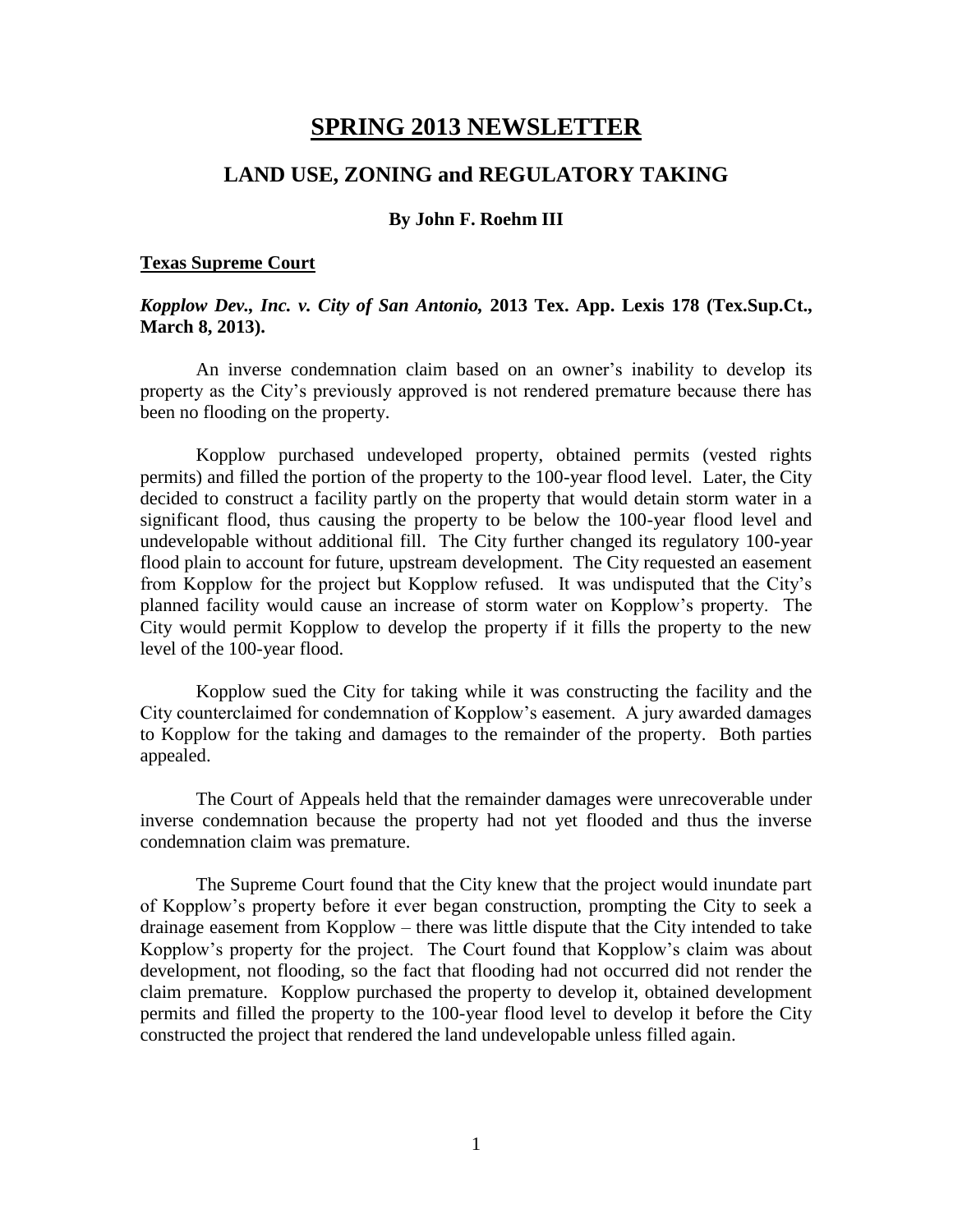# SPRING 2013 NEWSLETTER

## LAND USE, ZONING and REGULATORY TAKING

**By John F. Roehm III**

### Texas Supreme Court

***Kopplow Dev., Inc. v. City of San Antonio,* 2013 Tex. App. Lexis 178 (Tex.Sup.Ct., March 8, 2013).**

An inverse condemnation claim based on an owner's inability to develop its property as the City's previously approved is not rendered premature because there has been no flooding on the property.

Kopplow purchased undeveloped property, obtained permits (vested rights permits) and filled the portion of the property to the 100-year flood level. Later, the City decided to construct a facility partly on the property that would detain storm water in a significant flood, thus causing the property to be below the 100-year flood level and undevelopable without additional fill. The City further changed its regulatory 100-year flood plain to account for future, upstream development. The City requested an easement from Kopplow for the project but Kopplow refused. It was undisputed that the City's planned facility would cause an increase of storm water on Kopplow's property. The City would permit Kopplow to develop the property if it fills the property to the new level of the 100-year flood.

Kopplow sued the City for taking while it was constructing the facility and the City counterclaimed for condemnation of Kopplow's easement. A jury awarded damages to Kopplow for the taking and damages to the remainder of the property. Both parties appealed.

The Court of Appeals held that the remainder damages were unrecoverable under inverse condemnation because the property had not yet flooded and thus the inverse condemnation claim was premature.

The Supreme Court found that the City knew that the project would inundate part of Kopplow's property before it ever began construction, prompting the City to seek a drainage easement from Kopplow – there was little dispute that the City intended to take Kopplow's property for the project. The Court found that Kopplow's claim was about development, not flooding, so the fact that flooding had not occurred did not render the claim premature. Kopplow purchased the property to develop it, obtained development permits and filled the property to the 100-year flood level to develop it before the City constructed the project that rendered the land undevelopable unless filled again.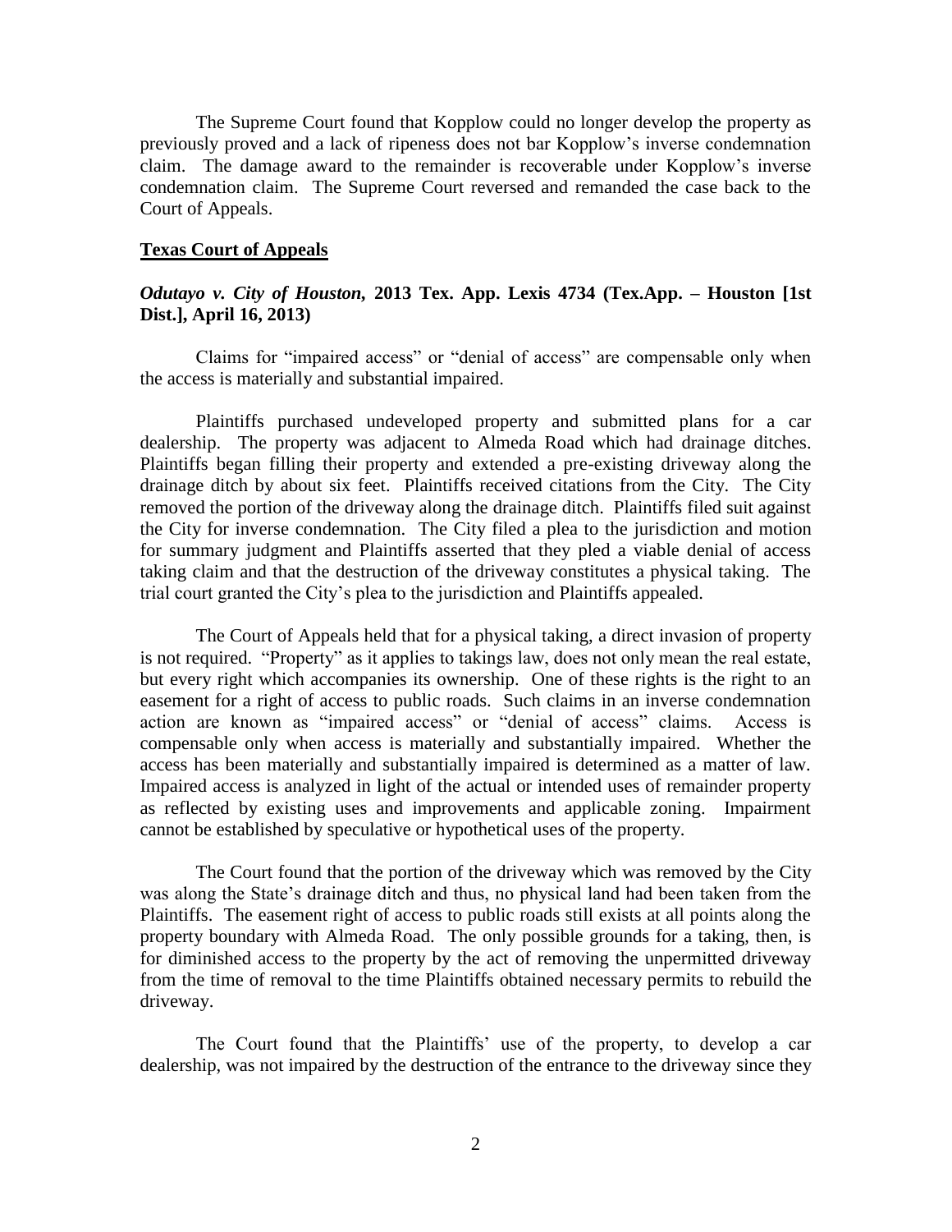The Supreme Court found that Kopplow could no longer develop the property as previously proved and a lack of ripeness does not bar Kopplow's inverse condemnation claim. The damage award to the remainder is recoverable under Kopplow's inverse condemnation claim. The Supreme Court reversed and remanded the case back to the Court of Appeals.

## **Texas Court of Appeals**

### ***Odutayo v. City of Houston,*** **2013 Tex. App. Lexis 4734 (Tex.App. – Houston [1st Dist.], April 16, 2013)**

Claims for "impaired access" or "denial of access" are compensable only when the access is materially and substantial impaired.

Plaintiffs purchased undeveloped property and submitted plans for a car dealership. The property was adjacent to Almeda Road which had drainage ditches. Plaintiffs began filling their property and extended a pre-existing driveway along the drainage ditch by about six feet. Plaintiffs received citations from the City. The City removed the portion of the driveway along the drainage ditch. Plaintiffs filed suit against the City for inverse condemnation. The City filed a plea to the jurisdiction and motion for summary judgment and Plaintiffs asserted that they pled a viable denial of access taking claim and that the destruction of the driveway constitutes a physical taking. The trial court granted the City's plea to the jurisdiction and Plaintiffs appealed.

The Court of Appeals held that for a physical taking, a direct invasion of property is not required. "Property" as it applies to takings law, does not only mean the real estate, but every right which accompanies its ownership. One of these rights is the right to an easement for a right of access to public roads. Such claims in an inverse condemnation action are known as "impaired access" or "denial of access" claims. Access is compensable only when access is materially and substantially impaired. Whether the access has been materially and substantially impaired is determined as a matter of law. Impaired access is analyzed in light of the actual or intended uses of remainder property as reflected by existing uses and improvements and applicable zoning. Impairment cannot be established by speculative or hypothetical uses of the property.

The Court found that the portion of the driveway which was removed by the City was along the State's drainage ditch and thus, no physical land had been taken from the Plaintiffs. The easement right of access to public roads still exists at all points along the property boundary with Almeda Road. The only possible grounds for a taking, then, is for diminished access to the property by the act of removing the unpermitted driveway from the time of removal to the time Plaintiffs obtained necessary permits to rebuild the driveway.

The Court found that the Plaintiffs' use of the property, to develop a car dealership, was not impaired by the destruction of the entrance to the driveway since they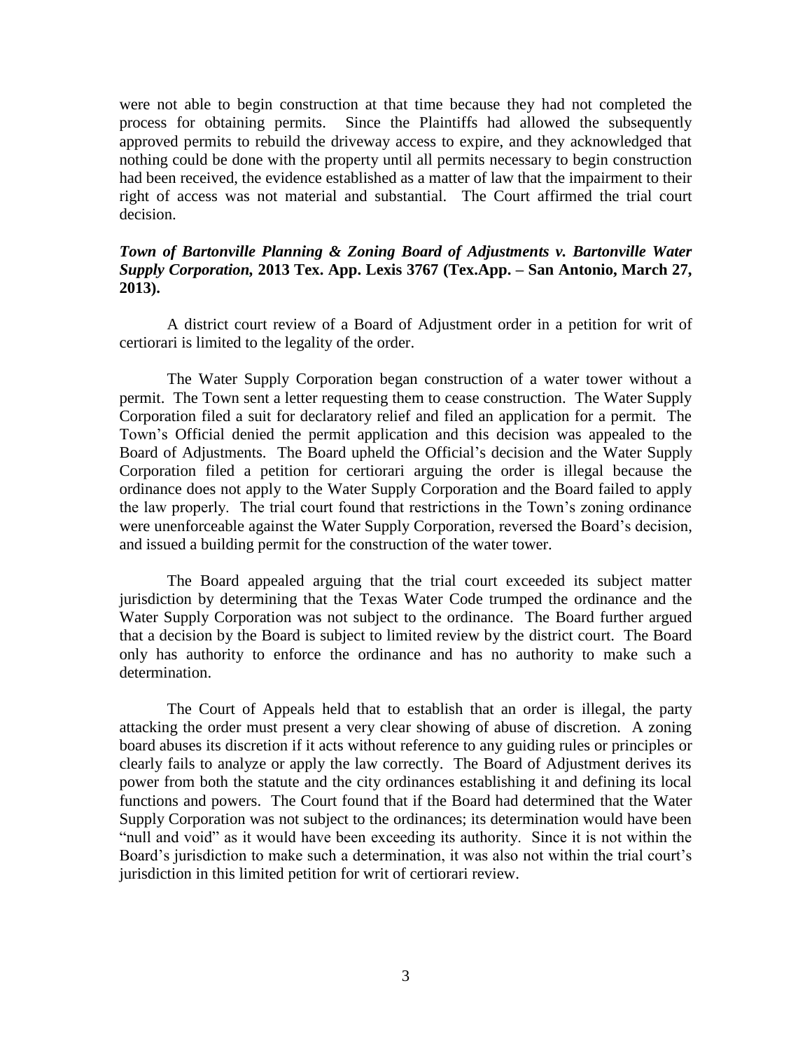were not able to begin construction at that time because they had not completed the process for obtaining permits. Since the Plaintiffs had allowed the subsequently approved permits to rebuild the driveway access to expire, and they acknowledged that nothing could be done with the property until all permits necessary to begin construction had been received, the evidence established as a matter of law that the impairment to their right of access was not material and substantial. The Court affirmed the trial court decision.

***Town of Bartonville Planning & Zoning Board of Adjustments v. Bartonville Water Supply Corporation,* 2013 Tex. App. Lexis 3767 (Tex.App. – San Antonio, March 27, 2013).**

A district court review of a Board of Adjustment order in a petition for writ of certiorari is limited to the legality of the order.

The Water Supply Corporation began construction of a water tower without a permit. The Town sent a letter requesting them to cease construction. The Water Supply Corporation filed a suit for declaratory relief and filed an application for a permit. The Town's Official denied the permit application and this decision was appealed to the Board of Adjustments. The Board upheld the Official's decision and the Water Supply Corporation filed a petition for certiorari arguing the order is illegal because the ordinance does not apply to the Water Supply Corporation and the Board failed to apply the law properly. The trial court found that restrictions in the Town's zoning ordinance were unenforceable against the Water Supply Corporation, reversed the Board's decision, and issued a building permit for the construction of the water tower.

The Board appealed arguing that the trial court exceeded its subject matter jurisdiction by determining that the Texas Water Code trumped the ordinance and the Water Supply Corporation was not subject to the ordinance. The Board further argued that a decision by the Board is subject to limited review by the district court. The Board only has authority to enforce the ordinance and has no authority to make such a determination.

The Court of Appeals held that to establish that an order is illegal, the party attacking the order must present a very clear showing of abuse of discretion. A zoning board abuses its discretion if it acts without reference to any guiding rules or principles or clearly fails to analyze or apply the law correctly. The Board of Adjustment derives its power from both the statute and the city ordinances establishing it and defining its local functions and powers. The Court found that if the Board had determined that the Water Supply Corporation was not subject to the ordinances; its determination would have been "null and void" as it would have been exceeding its authority. Since it is not within the Board's jurisdiction to make such a determination, it was also not within the trial court's jurisdiction in this limited petition for writ of certiorari review.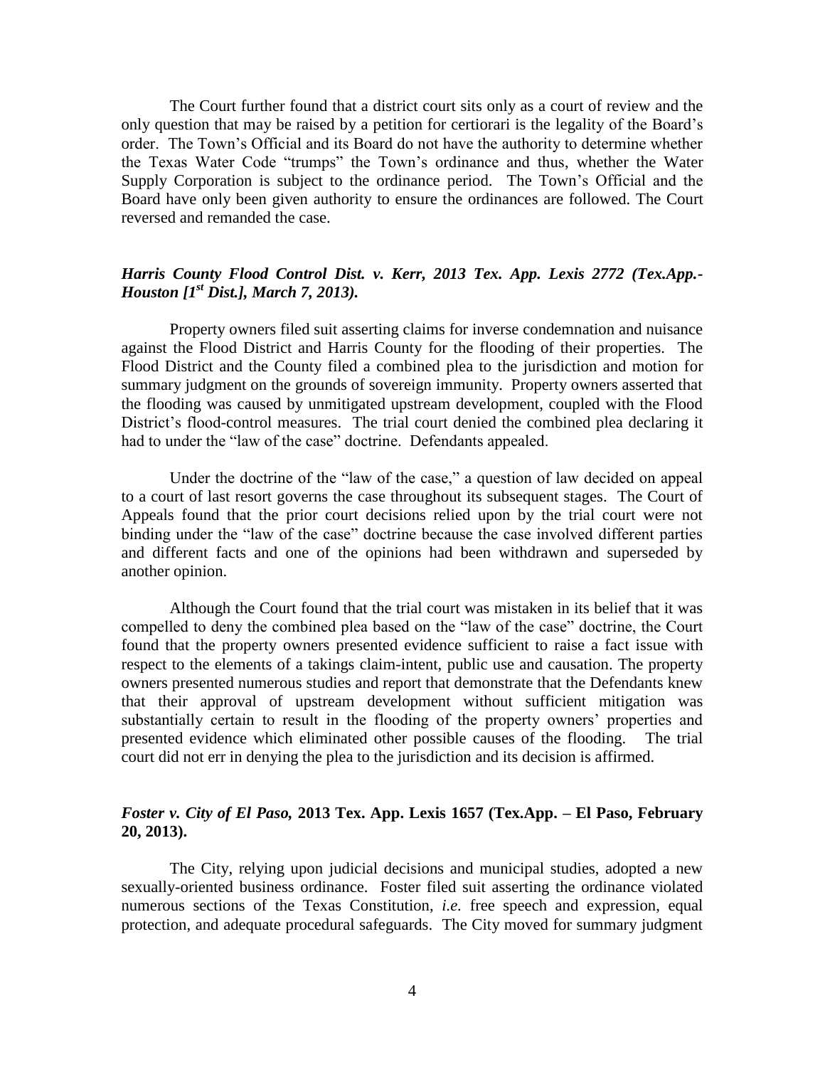The Court further found that a district court sits only as a court of review and the only question that may be raised by a petition for certiorari is the legality of the Board's order. The Town's Official and its Board do not have the authority to determine whether the Texas Water Code "trumps" the Town's ordinance and thus, whether the Water Supply Corporation is subject to the ordinance period. The Town's Official and the Board have only been given authority to ensure the ordinances are followed. The Court reversed and remanded the case.

### ***Harris County Flood Control Dist. v. Kerr, 2013 Tex. App. Lexis 2772 (Tex.App.-Houston [1st Dist.], March 7, 2013).***

Property owners filed suit asserting claims for inverse condemnation and nuisance against the Flood District and Harris County for the flooding of their properties. The Flood District and the County filed a combined plea to the jurisdiction and motion for summary judgment on the grounds of sovereign immunity. Property owners asserted that the flooding was caused by unmitigated upstream development, coupled with the Flood District's flood-control measures. The trial court denied the combined plea declaring it had to under the "law of the case" doctrine. Defendants appealed.

Under the doctrine of the "law of the case," a question of law decided on appeal to a court of last resort governs the case throughout its subsequent stages. The Court of Appeals found that the prior court decisions relied upon by the trial court were not binding under the "law of the case" doctrine because the case involved different parties and different facts and one of the opinions had been withdrawn and superseded by another opinion.

Although the Court found that the trial court was mistaken in its belief that it was compelled to deny the combined plea based on the "law of the case" doctrine, the Court found that the property owners presented evidence sufficient to raise a fact issue with respect to the elements of a takings claim-intent, public use and causation. The property owners presented numerous studies and report that demonstrate that the Defendants knew that their approval of upstream development without sufficient mitigation was substantially certain to result in the flooding of the property owners' properties and presented evidence which eliminated other possible causes of the flooding. The trial court did not err in denying the plea to the jurisdiction and its decision is affirmed.

### ***Foster v. City of El Paso,* 2013 Tex. App. Lexis 1657 (Tex.App. – El Paso, February 20, 2013).**

The City, relying upon judicial decisions and municipal studies, adopted a new sexually-oriented business ordinance. Foster filed suit asserting the ordinance violated numerous sections of the Texas Constitution, *i.e.* free speech and expression, equal protection, and adequate procedural safeguards. The City moved for summary judgment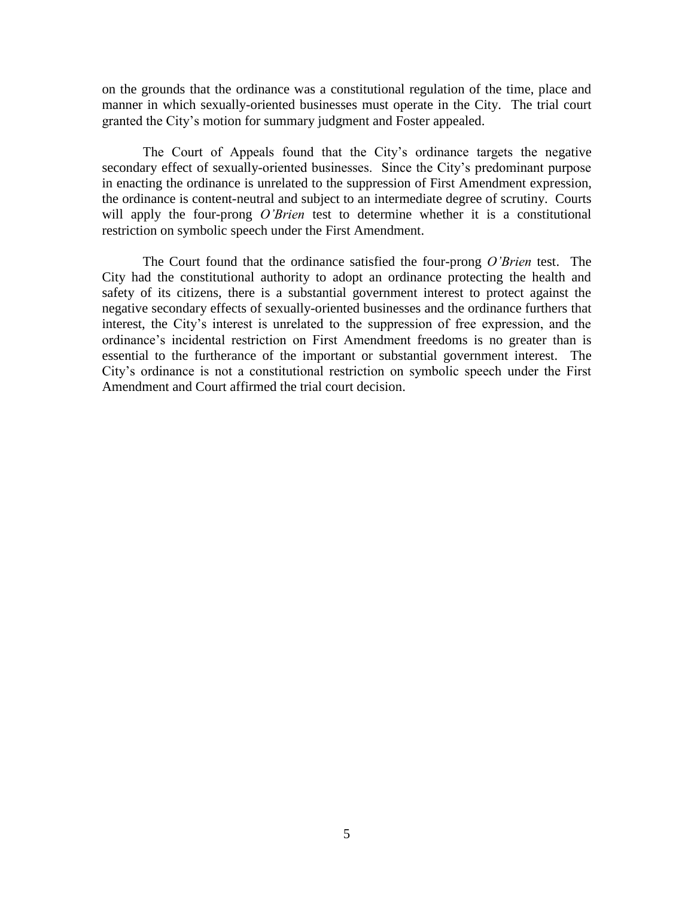on the grounds that the ordinance was a constitutional regulation of the time, place and manner in which sexually-oriented businesses must operate in the City. The trial court granted the City's motion for summary judgment and Foster appealed.

The Court of Appeals found that the City's ordinance targets the negative secondary effect of sexually-oriented businesses. Since the City's predominant purpose in enacting the ordinance is unrelated to the suppression of First Amendment expression, the ordinance is content-neutral and subject to an intermediate degree of scrutiny. Courts will apply the four-prong *O'Brien* test to determine whether it is a constitutional restriction on symbolic speech under the First Amendment.

The Court found that the ordinance satisfied the four-prong *O'Brien* test. The City had the constitutional authority to adopt an ordinance protecting the health and safety of its citizens, there is a substantial government interest to protect against the negative secondary effects of sexually-oriented businesses and the ordinance furthers that interest, the City's interest is unrelated to the suppression of free expression, and the ordinance's incidental restriction on First Amendment freedoms is no greater than is essential to the furtherance of the important or substantial government interest. The City's ordinance is not a constitutional restriction on symbolic speech under the First Amendment and Court affirmed the trial court decision.